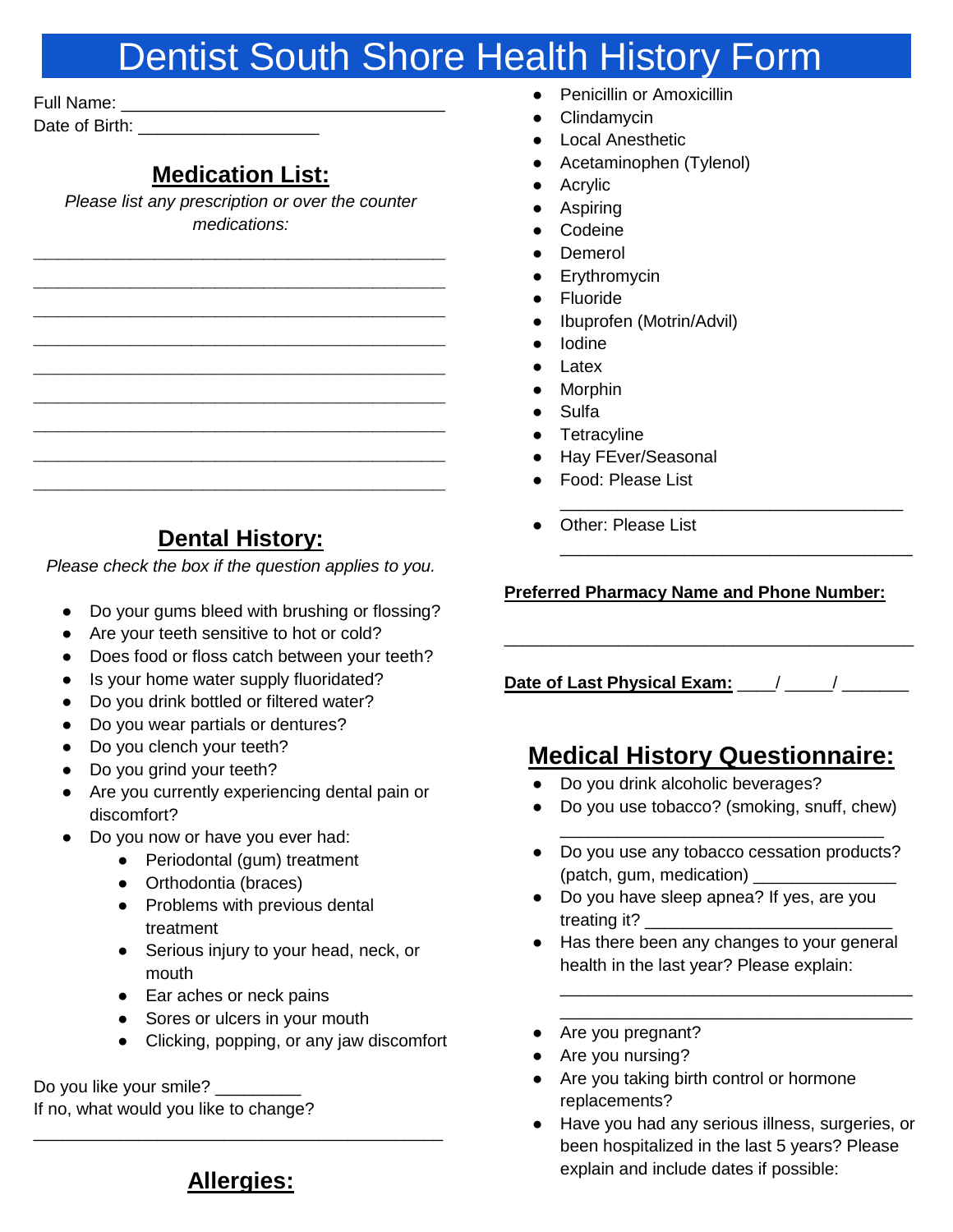# Dentist South Shore Health History Form

Full Name: ________________________________

Date of Birth: ___________________

## Medication List:

*Please list any prescription or over the counter medications:*

__________________________________________

__________________________________________

__________________________________________

__________________________________________

__________________________________________

__________________________________________

__________________________________________

__________________________________________

__________________________________________

## Dental History:

*Please check the box if the question applies to you.*

- Do your gums bleed with brushing or flossing?
- Are your teeth sensitive to hot or cold?
- Does food or floss catch between your teeth?
- Is your home water supply fluoridated?
- Do you drink bottled or filtered water?
- Do you wear partials or dentures?
- Do you clench your teeth?
- Do you grind your teeth?
- Are you currently experiencing dental pain or discomfort?
- Do you now or have you ever had:
    - Periodontal (gum) treatment
    - Orthodontia (braces)
    - Problems with previous dental treatment
    - Serious injury to your head, neck, or mouth
    - Ear aches or neck pains
    - Sores or ulcers in your mouth
    - Clicking, popping, or any jaw discomfort

Do you like your smile? _________

If no, what would you like to change?

__________________________________________

## Allergies:

- Penicillin or Amoxicillin
- Clindamycin
- Local Anesthetic
- Acetaminophen (Tylenol)
- Acrylic
- Aspiring
- Codeine
- Demerol
- Erythromycin
- Fluoride
- Ibuprofen (Motrin/Advil)
- Iodine
- Latex
- Morphin
- Sulfa
- Tetracyline
- Hay FEver/Seasonal
- Food: Please List

  ________________________________
- Other: Please List

  ________________________________

**Preferred Pharmacy Name and Phone Number:**

__________________________________________

**Date of Last Physical Exam:** ____/ _____/ _______

## Medical History Questionnaire:

- Do you drink alcoholic beverages?
- Do you use tobacco? (smoking, snuff, chew)

  ______________________________
- Do you use any tobacco cessation products? (patch, gum, medication) _______________
- Do you have sleep apnea? If yes, are you treating it? _______________________
- Has there been any changes to your general health in the last year? Please explain:

  ________________________________

  ________________________________
- Are you pregnant?
- Are you nursing?
- Are you taking birth control or hormone replacements?
- Have you had any serious illness, surgeries, or been hospitalized in the last 5 years? Please explain and include dates if possible: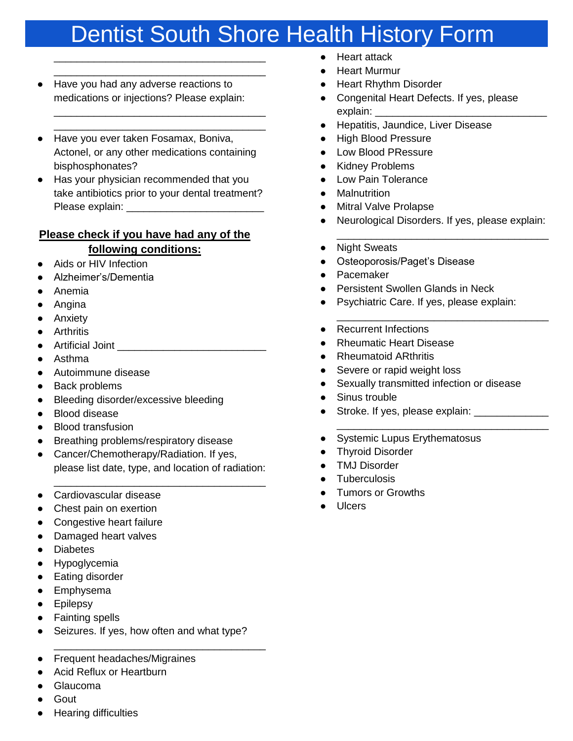# Dentist South Shore Health History Form

___________________________________

___________________________________

- Have you had any adverse reactions to medications or injections? Please explain:

___________________________________

___________________________________

- Have you ever taken Fosamax, Boniva, Actonel, or any other medications containing bisphosphonates?
- Has your physician recommended that you take antibiotics prior to your dental treatment? Please explain: ________________________

**Please check if you have had any of the following conditions:**

- Aids or HIV Infection
- Alzheimer's/Dementia
- Anemia
- Angina
- Anxiety
- Arthritis
- Artificial Joint __________________________
- Asthma
- Autoimmune disease
- Back problems
- Bleeding disorder/excessive bleeding
- Blood disease
- Blood transfusion
- Breathing problems/respiratory disease
- Cancer/Chemotherapy/Radiation. If yes, please list date, type, and location of radiation: ___________________________________
- Cardiovascular disease
- Chest pain on exertion
- Congestive heart failure
- Damaged heart valves
- Diabetes
- Hypoglycemia
- Eating disorder
- Emphysema
- Epilepsy
- Fainting spells
- Seizures. If yes, how often and what type? ___________________________________
- Frequent headaches/Migraines
- Acid Reflux or Heartburn
- Glaucoma
- Gout
- Hearing difficulties
- Heart attack
- Heart Murmur
- Heart Rhythm Disorder
- Congenital Heart Defects. If yes, please explain: ____________________________
- Hepatitis, Jaundice, Liver Disease
- High Blood Pressure
- Low Blood PRessure
- Kidney Problems
- Low Pain Tolerance
- Malnutrition
- Mitral Valve Prolapse
- Neurological Disorders. If yes, please explain: ___________________________________
- Night Sweats
- Osteoporosis/Paget's Disease
- Pacemaker
- Persistent Swollen Glands in Neck
- Psychiatric Care. If yes, please explain: ___________________________________
- Recurrent Infections
- Rheumatic Heart Disease
- Rheumatoid ARthritis
- Severe or rapid weight loss
- Sexually transmitted infection or disease
- Sinus trouble
- Stroke. If yes, please explain: _____________ ___________________________________
- Systemic Lupus Erythematosus
- Thyroid Disorder
- TMJ Disorder
- Tuberculosis
- Tumors or Growths
- Ulcers